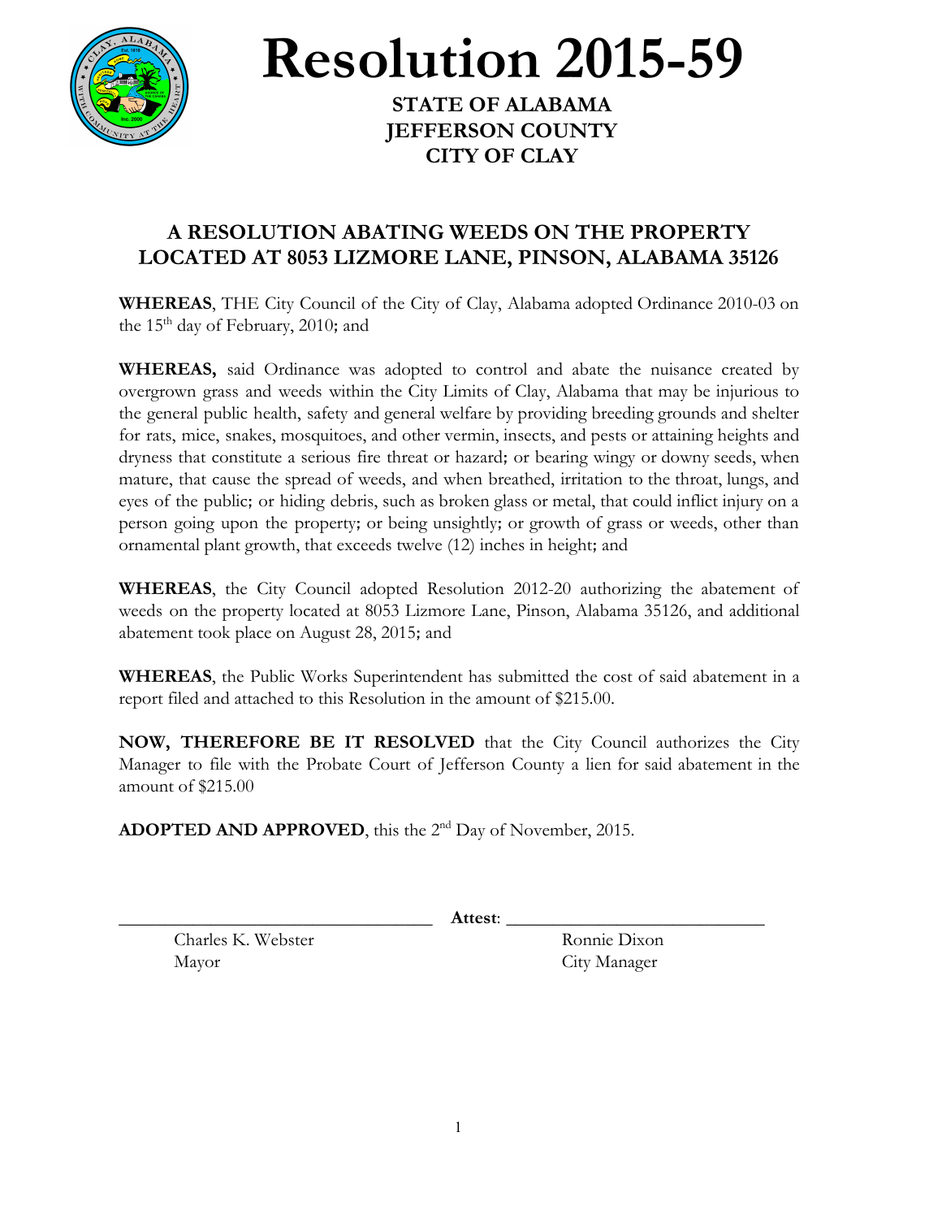# Resolution 2015-59

**STATE OF ALABAMA**
**JEFFERSON COUNTY**
**CITY OF CLAY**

## A RESOLUTION ABATING WEEDS ON THE PROPERTY LOCATED AT 8053 LIZMORE LANE, PINSON, ALABAMA 35126

**WHEREAS**, THE City Council of the City of Clay, Alabama adopted Ordinance 2010-03 on the 15th day of February, 2010; and

**WHEREAS,** said Ordinance was adopted to control and abate the nuisance created by overgrown grass and weeds within the City Limits of Clay, Alabama that may be injurious to the general public health, safety and general welfare by providing breeding grounds and shelter for rats, mice, snakes, mosquitoes, and other vermin, insects, and pests or attaining heights and dryness that constitute a serious fire threat or hazard; or bearing wingy or downy seeds, when mature, that cause the spread of weeds, and when breathed, irritation to the throat, lungs, and eyes of the public; or hiding debris, such as broken glass or metal, that could inflict injury on a person going upon the property; or being unsightly; or growth of grass or weeds, other than ornamental plant growth, that exceeds twelve (12) inches in height; and

**WHEREAS**, the City Council adopted Resolution 2012-20 authorizing the abatement of weeds on the property located at 8053 Lizmore Lane, Pinson, Alabama 35126, and additional abatement took place on August 28, 2015; and

**WHEREAS**, the Public Works Superintendent has submitted the cost of said abatement in a report filed and attached to this Resolution in the amount of $215.00.

**NOW, THEREFORE BE IT RESOLVED** that the City Council authorizes the City Manager to file with the Probate Court of Jefferson County a lien for said abatement in the amount of $215.00

**ADOPTED AND APPROVED**, this the 2nd Day of November, 2015.

\_\_\_\_\_\_\_\_\_\_\_\_\_\_\_\_\_\_\_\_\_\_\_\_\_\_\_\_\_\_\_\_ **Attest**: \_\_\_\_\_\_\_\_\_\_\_\_\_\_\_\_\_\_\_\_\_\_\_\_\_\_\_\_\_\_

Charles K. Webster
Mayor

Ronnie Dixon
City Manager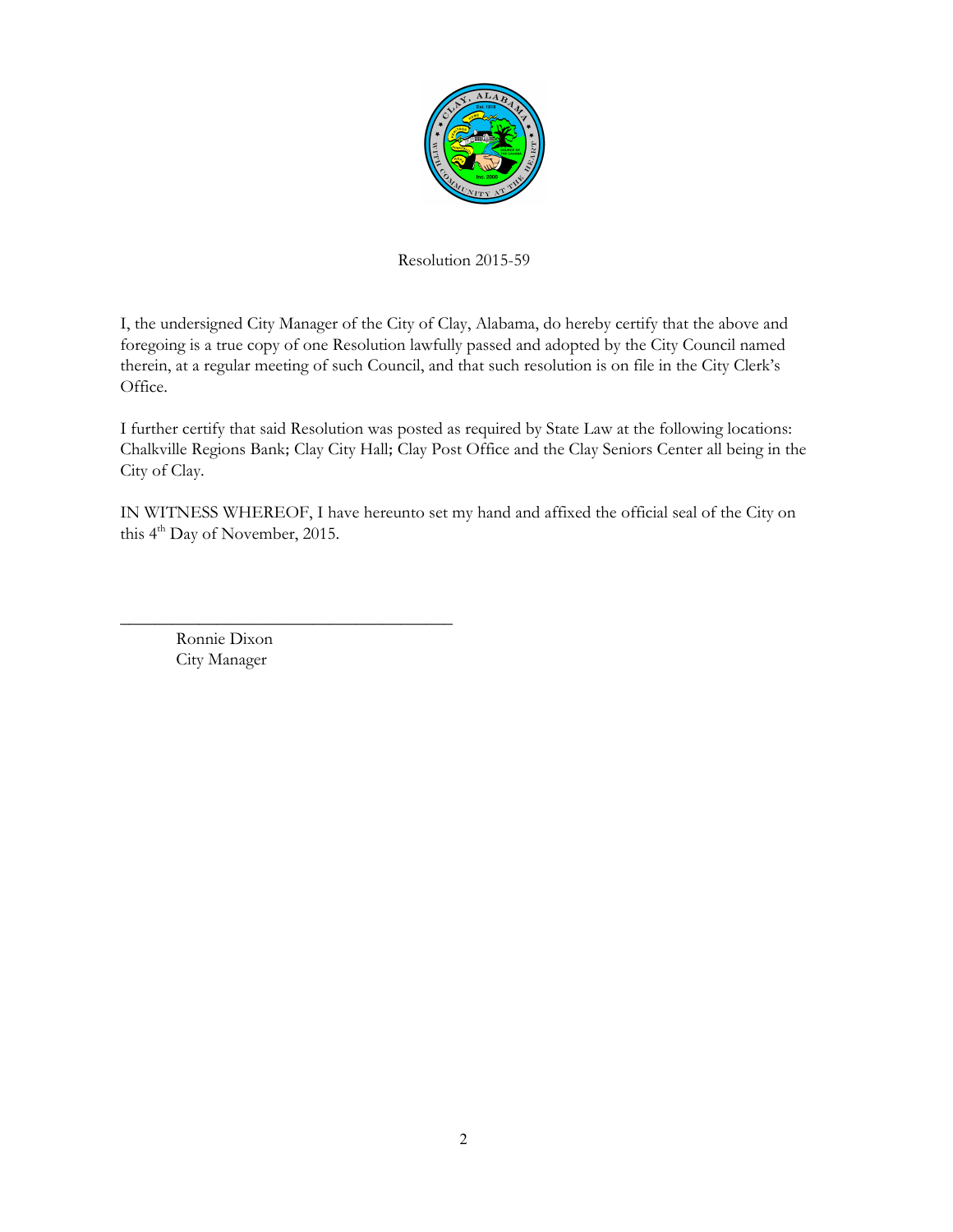Resolution 2015-59

I, the undersigned City Manager of the City of Clay, Alabama, do hereby certify that the above and foregoing is a true copy of one Resolution lawfully passed and adopted by the City Council named therein, at a regular meeting of such Council, and that such resolution is on file in the City Clerk's Office.

I further certify that said Resolution was posted as required by State Law at the following locations: Chalkville Regions Bank; Clay City Hall; Clay Post Office and the Clay Seniors Center all being in the City of Clay.

IN WITNESS WHEREOF, I have hereunto set my hand and affixed the official seal of the City on this 4th Day of November, 2015.

\_\_\_\_\_\_\_\_\_\_\_\_\_\_\_\_\_\_\_\_\_\_\_\_\_\_\_\_\_\_\_\_\_\_\_\_\_\_\_\_

Ronnie Dixon
City Manager